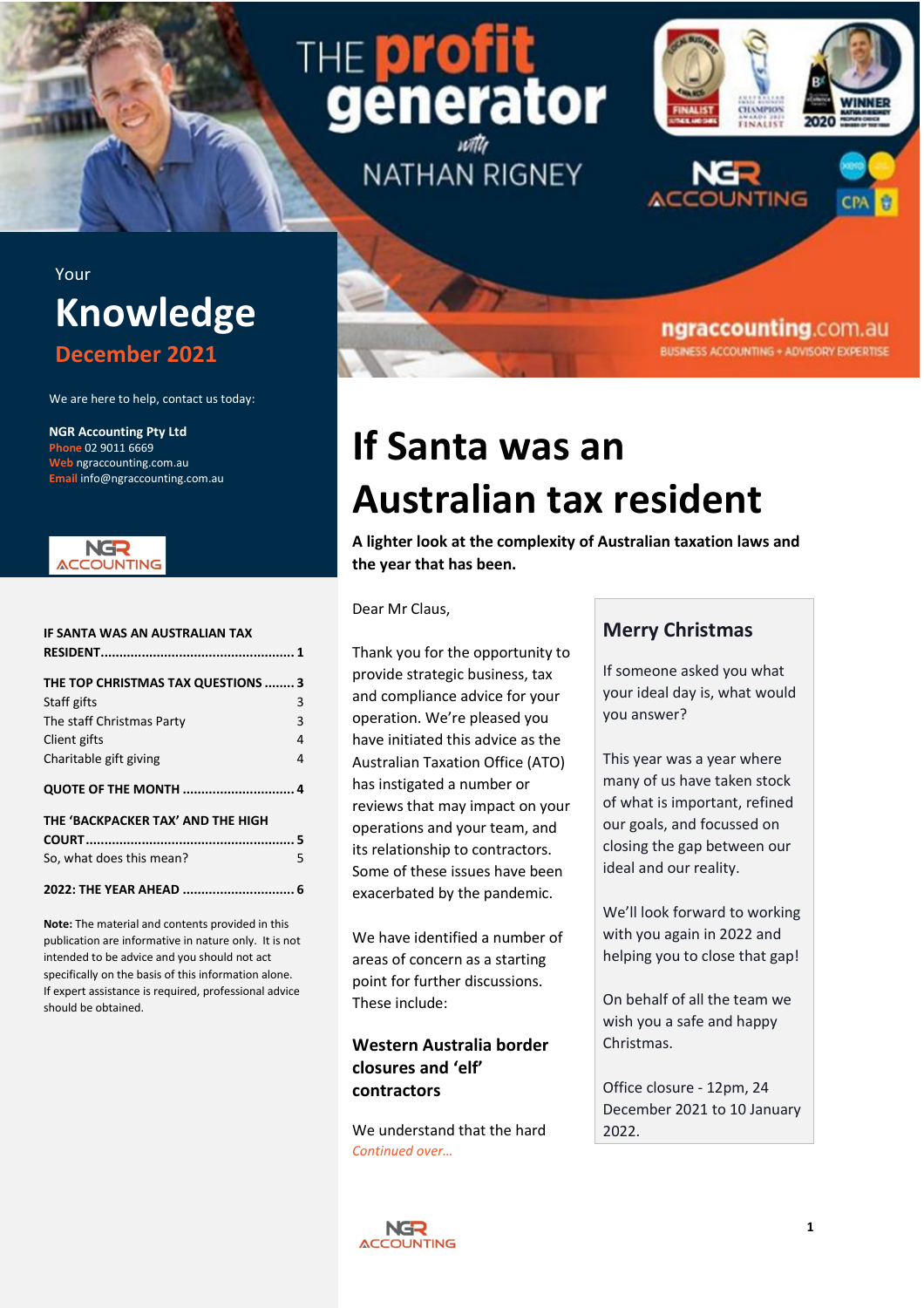# THE profit generator with NATHAN RIGNEY

NGR ACCOUNTING

ngraccounting.com.au
BUSINESS ACCOUNTING + ADVISORY EXPERTISE

Your

## Knowledge

**December 2021**

We are here to help, contact us today:

**NGR Accounting Pty Ltd**
Phone 02 9011 6669
Web ngraccounting.com.au
Email info@ngraccounting.com.au

| | |
|---|---|
| **IF SANTA WAS AN AUSTRALIAN TAX RESIDENT** | **1** |
| **THE TOP CHRISTMAS TAX QUESTIONS** | **3** |
| Staff gifts | 3 |
| The staff Christmas Party | 3 |
| Client gifts | 4 |
| Charitable gift giving | 4 |
| **QUOTE OF THE MONTH** | **4** |
| **THE 'BACKPACKER TAX' AND THE HIGH COURT** | **5** |
| So, what does this mean? | 5 |
| **2022: THE YEAR AHEAD** | **6** |

**Note:** The material and contents provided in this publication are informative in nature only. It is not intended to be advice and you should not act specifically on the basis of this information alone. If expert assistance is required, professional advice should be obtained.

# If Santa was an Australian tax resident

**A lighter look at the complexity of Australian taxation laws and the year that has been.**

Dear Mr Claus,

Thank you for the opportunity to provide strategic business, tax and compliance advice for your operation. We're pleased you have initiated this advice as the Australian Taxation Office (ATO) has instigated a number or reviews that may impact on your operations and your team, and its relationship to contractors. Some of these issues have been exacerbated by the pandemic.

We have identified a number of areas of concern as a starting point for further discussions. These include:

### Western Australia border closures and 'elf' contractors

We understand that the hard

*Continued over...*

## Merry Christmas

If someone asked you what your ideal day is, what would you answer?

This year was a year where many of us have taken stock of what is important, refined our goals, and focussed on closing the gap between our ideal and our reality.

We'll look forward to working with you again in 2022 and helping you to close that gap!

On behalf of all the team we wish you a safe and happy Christmas.

Office closure - 12pm, 24 December 2021 to 10 January 2022.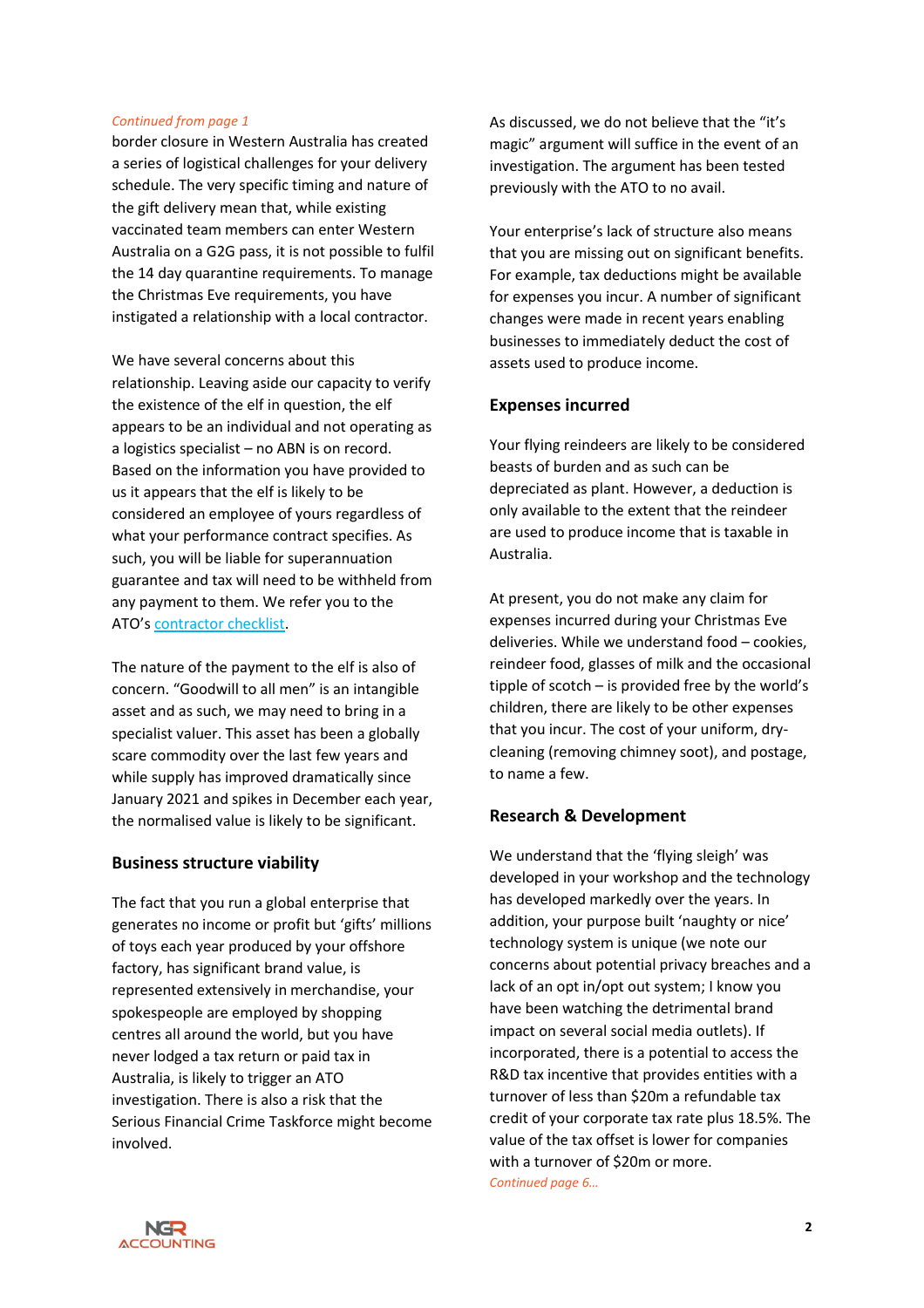*Continued from page 1*

border closure in Western Australia has created a series of logistical challenges for your delivery schedule. The very specific timing and nature of the gift delivery mean that, while existing vaccinated team members can enter Western Australia on a G2G pass, it is not possible to fulfil the 14 day quarantine requirements. To manage the Christmas Eve requirements, you have instigated a relationship with a local contractor.

We have several concerns about this relationship. Leaving aside our capacity to verify the existence of the elf in question, the elf appears to be an individual and not operating as a logistics specialist – no ABN is on record. Based on the information you have provided to us it appears that the elf is likely to be considered an employee of yours regardless of what your performance contract specifies. As such, you will be liable for superannuation guarantee and tax will need to be withheld from any payment to them. We refer you to the ATO's [contractor checklist](contractor checklist).

The nature of the payment to the elf is also of concern. "Goodwill to all men" is an intangible asset and as such, we may need to bring in a specialist valuer. This asset has been a globally scare commodity over the last few years and while supply has improved dramatically since January 2021 and spikes in December each year, the normalised value is likely to be significant.

## Business structure viability

The fact that you run a global enterprise that generates no income or profit but 'gifts' millions of toys each year produced by your offshore factory, has significant brand value, is represented extensively in merchandise, your spokespeople are employed by shopping centres all around the world, but you have never lodged a tax return or paid tax in Australia, is likely to trigger an ATO investigation. There is also a risk that the Serious Financial Crime Taskforce might become involved.

As discussed, we do not believe that the "it's magic" argument will suffice in the event of an investigation. The argument has been tested previously with the ATO to no avail.

Your enterprise's lack of structure also means that you are missing out on significant benefits. For example, tax deductions might be available for expenses you incur. A number of significant changes were made in recent years enabling businesses to immediately deduct the cost of assets used to produce income.

## Expenses incurred

Your flying reindeers are likely to be considered beasts of burden and as such can be depreciated as plant. However, a deduction is only available to the extent that the reindeer are used to produce income that is taxable in Australia.

At present, you do not make any claim for expenses incurred during your Christmas Eve deliveries. While we understand food – cookies, reindeer food, glasses of milk and the occasional tipple of scotch – is provided free by the world's children, there are likely to be other expenses that you incur. The cost of your uniform, dry-cleaning (removing chimney soot), and postage, to name a few.

## Research & Development

We understand that the 'flying sleigh' was developed in your workshop and the technology has developed markedly over the years. In addition, your purpose built 'naughty or nice' technology system is unique (we note our concerns about potential privacy breaches and a lack of an opt in/opt out system; I know you have been watching the detrimental brand impact on several social media outlets). If incorporated, there is a potential to access the R&D tax incentive that provides entities with a turnover of less than \$20m a refundable tax credit of your corporate tax rate plus 18.5%. The value of the tax offset is lower for companies with a turnover of \$20m or more.

*Continued page 6…*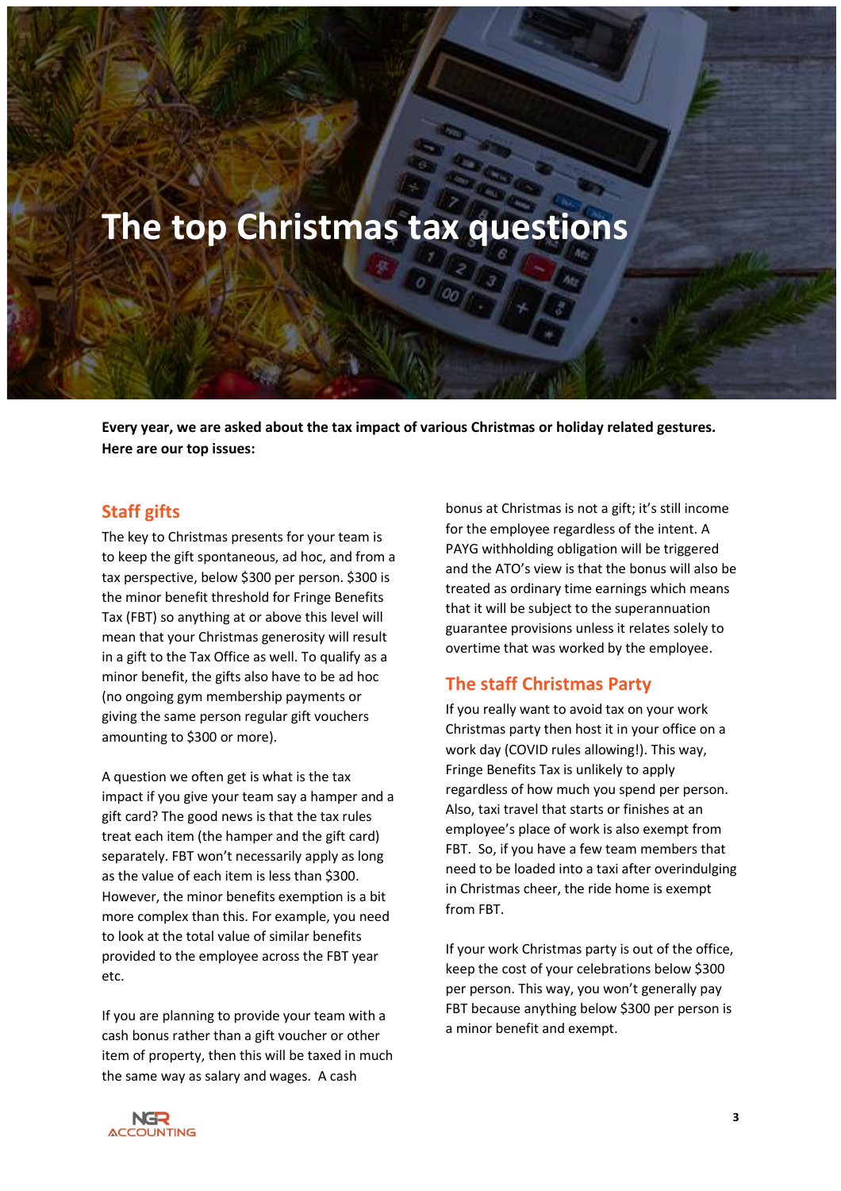# The top Christmas tax questions

**Every year, we are asked about the tax impact of various Christmas or holiday related gestures. Here are our top issues:**

## Staff gifts

The key to Christmas presents for your team is to keep the gift spontaneous, ad hoc, and from a tax perspective, below $300 per person. $300 is the minor benefit threshold for Fringe Benefits Tax (FBT) so anything at or above this level will mean that your Christmas generosity will result in a gift to the Tax Office as well. To qualify as a minor benefit, the gifts also have to be ad hoc (no ongoing gym membership payments or giving the same person regular gift vouchers amounting to $300 or more).

A question we often get is what is the tax impact if you give your team say a hamper and a gift card? The good news is that the tax rules treat each item (the hamper and the gift card) separately. FBT won't necessarily apply as long as the value of each item is less than $300. However, the minor benefits exemption is a bit more complex than this. For example, you need to look at the total value of similar benefits provided to the employee across the FBT year etc.

If you are planning to provide your team with a cash bonus rather than a gift voucher or other item of property, then this will be taxed in much the same way as salary and wages. A cash bonus at Christmas is not a gift; it's still income for the employee regardless of the intent. A PAYG withholding obligation will be triggered and the ATO's view is that the bonus will also be treated as ordinary time earnings which means that it will be subject to the superannuation guarantee provisions unless it relates solely to overtime that was worked by the employee.

## The staff Christmas Party

If you really want to avoid tax on your work Christmas party then host it in your office on a work day (COVID rules allowing!). This way, Fringe Benefits Tax is unlikely to apply regardless of how much you spend per person. Also, taxi travel that starts or finishes at an employee's place of work is also exempt from FBT. So, if you have a few team members that need to be loaded into a taxi after overindulging in Christmas cheer, the ride home is exempt from FBT.

If your work Christmas party is out of the office, keep the cost of your celebrations below $300 per person. This way, you won't generally pay FBT because anything below $300 per person is a minor benefit and exempt.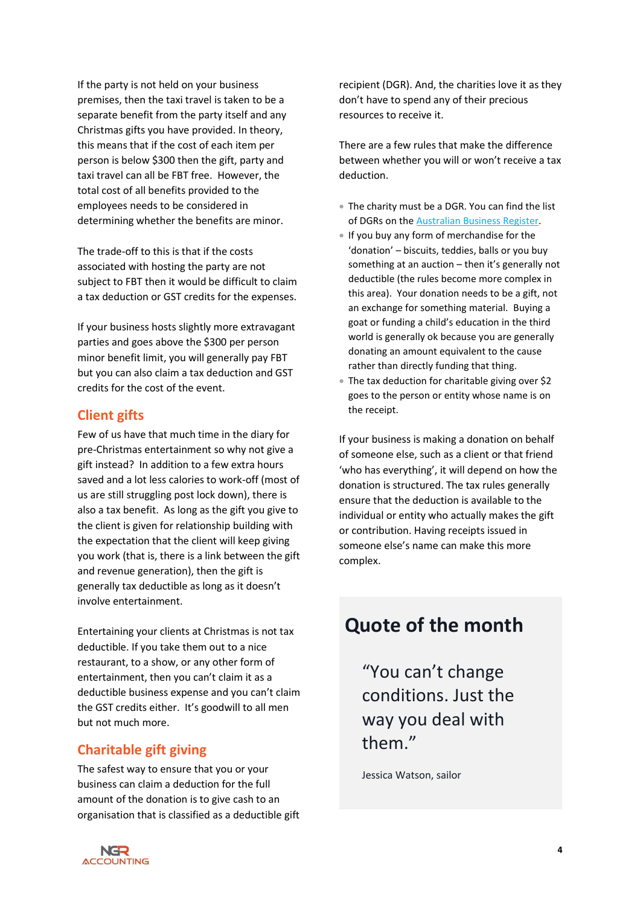If the party is not held on your business premises, then the taxi travel is taken to be a separate benefit from the party itself and any Christmas gifts you have provided. In theory, this means that if the cost of each item per person is below $300 then the gift, party and taxi travel can all be FBT free. However, the total cost of all benefits provided to the employees needs to be considered in determining whether the benefits are minor.

The trade-off to this is that if the costs associated with hosting the party are not subject to FBT then it would be difficult to claim a tax deduction or GST credits for the expenses.

If your business hosts slightly more extravagant parties and goes above the $300 per person minor benefit limit, you will generally pay FBT but you can also claim a tax deduction and GST credits for the cost of the event.

## Client gifts

Few of us have that much time in the diary for pre-Christmas entertainment so why not give a gift instead? In addition to a few extra hours saved and a lot less calories to work-off (most of us are still struggling post lock down), there is also a tax benefit. As long as the gift you give to the client is given for relationship building with the expectation that the client will keep giving you work (that is, there is a link between the gift and revenue generation), then the gift is generally tax deductible as long as it doesn't involve entertainment.

Entertaining your clients at Christmas is not tax deductible. If you take them out to a nice restaurant, to a show, or any other form of entertainment, then you can't claim it as a deductible business expense and you can't claim the GST credits either. It's goodwill to all men but not much more.

## Charitable gift giving

The safest way to ensure that you or your business can claim a deduction for the full amount of the donation is to give cash to an organisation that is classified as a deductible gift recipient (DGR). And, the charities love it as they don't have to spend any of their precious resources to receive it.

There are a few rules that make the difference between whether you will or won't receive a tax deduction.

- The charity must be a DGR. You can find the list of DGRs on the [Australian Business Register](Australian Business Register).
- If you buy any form of merchandise for the 'donation' – biscuits, teddies, balls or you buy something at an auction – then it's generally not deductible (the rules become more complex in this area). Your donation needs to be a gift, not an exchange for something material. Buying a goat or funding a child's education in the third world is generally ok because you are generally donating an amount equivalent to the cause rather than directly funding that thing.
- The tax deduction for charitable giving over $2 goes to the person or entity whose name is on the receipt.

If your business is making a donation on behalf of someone else, such as a client or that friend 'who has everything', it will depend on how the donation is structured. The tax rules generally ensure that the deduction is available to the individual or entity who actually makes the gift or contribution. Having receipts issued in someone else's name can make this more complex.

## Quote of the month

> "You can't change conditions. Just the way you deal with them."
>
> Jessica Watson, sailor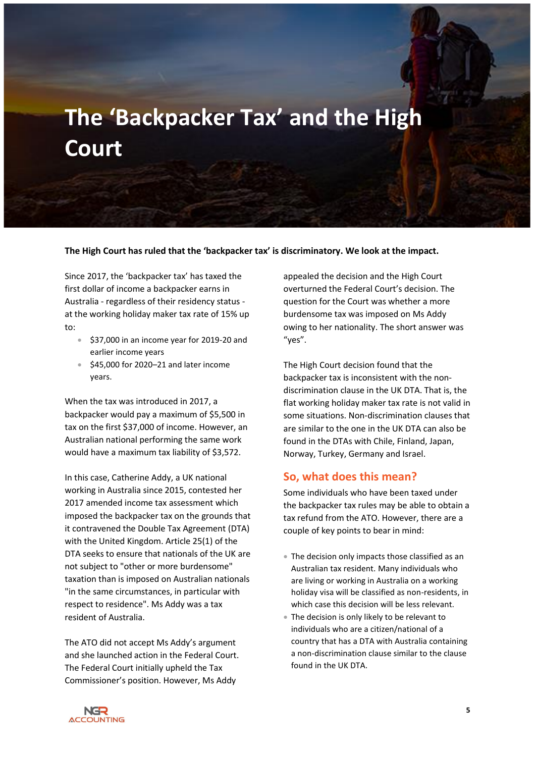# The 'Backpacker Tax' and the High Court

**The High Court has ruled that the 'backpacker tax' is discriminatory. We look at the impact.**

Since 2017, the 'backpacker tax' has taxed the first dollar of income a backpacker earns in Australia - regardless of their residency status - at the working holiday maker tax rate of 15% up to:

- \$37,000 in an income year for 2019-20 and earlier income years
- \$45,000 for 2020–21 and later income years.

When the tax was introduced in 2017, a backpacker would pay a maximum of \$5,500 in tax on the first \$37,000 of income. However, an Australian national performing the same work would have a maximum tax liability of \$3,572.

In this case, Catherine Addy, a UK national working in Australia since 2015, contested her 2017 amended income tax assessment which imposed the backpacker tax on the grounds that it contravened the Double Tax Agreement (DTA) with the United Kingdom. Article 25(1) of the DTA seeks to ensure that nationals of the UK are not subject to "other or more burdensome" taxation than is imposed on Australian nationals "in the same circumstances, in particular with respect to residence". Ms Addy was a tax resident of Australia.

The ATO did not accept Ms Addy's argument and she launched action in the Federal Court. The Federal Court initially upheld the Tax Commissioner's position. However, Ms Addy appealed the decision and the High Court overturned the Federal Court's decision. The question for the Court was whether a more burdensome tax was imposed on Ms Addy owing to her nationality. The short answer was "yes".

The High Court decision found that the backpacker tax is inconsistent with the non-discrimination clause in the UK DTA. That is, the flat working holiday maker tax rate is not valid in some situations. Non-discrimination clauses that are similar to the one in the UK DTA can also be found in the DTAs with Chile, Finland, Japan, Norway, Turkey, Germany and Israel.

## So, what does this mean?

Some individuals who have been taxed under the backpacker tax rules may be able to obtain a tax refund from the ATO. However, there are a couple of key points to bear in mind:

- The decision only impacts those classified as an Australian tax resident. Many individuals who are living or working in Australia on a working holiday visa will be classified as non-residents, in which case this decision will be less relevant.
- The decision is only likely to be relevant to individuals who are a citizen/national of a country that has a DTA with Australia containing a non-discrimination clause similar to the clause found in the UK DTA.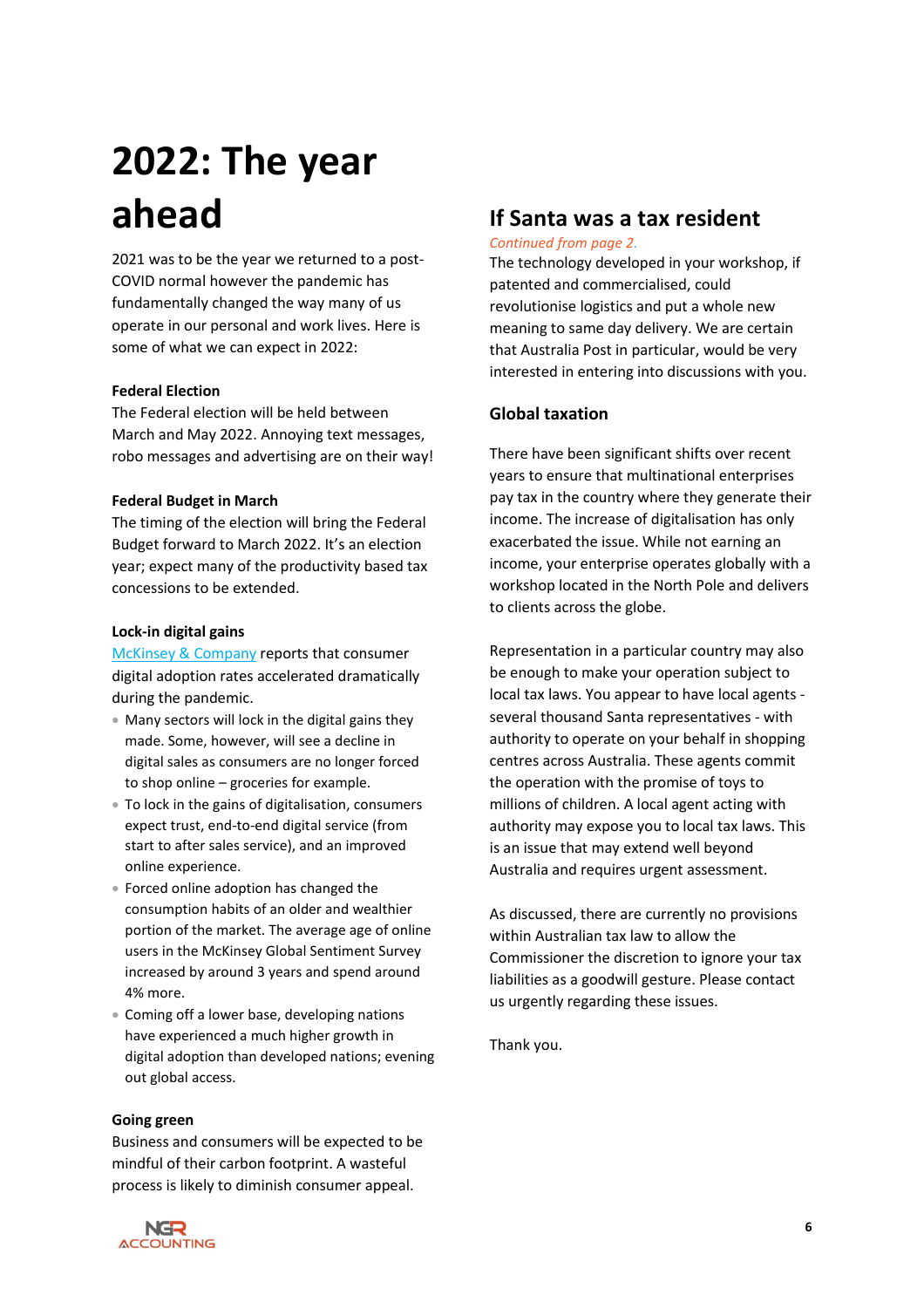# 2022: The year ahead

2021 was to be the year we returned to a post-COVID normal however the pandemic has fundamentally changed the way many of us operate in our personal and work lives. Here is some of what we can expect in 2022:

**Federal Election**

The Federal election will be held between March and May 2022. Annoying text messages, robo messages and advertising are on their way!

**Federal Budget in March**

The timing of the election will bring the Federal Budget forward to March 2022. It's an election year; expect many of the productivity based tax concessions to be extended.

**Lock-in digital gains**

McKinsey & Company reports that consumer digital adoption rates accelerated dramatically during the pandemic.

- Many sectors will lock in the digital gains they made. Some, however, will see a decline in digital sales as consumers are no longer forced to shop online – groceries for example.
- To lock in the gains of digitalisation, consumers expect trust, end-to-end digital service (from start to after sales service), and an improved online experience.
- Forced online adoption has changed the consumption habits of an older and wealthier portion of the market. The average age of online users in the McKinsey Global Sentiment Survey increased by around 3 years and spend around 4% more.
- Coming off a lower base, developing nations have experienced a much higher growth in digital adoption than developed nations; evening out global access.

**Going green**

Business and consumers will be expected to be mindful of their carbon footprint. A wasteful process is likely to diminish consumer appeal.

## If Santa was a tax resident

*Continued from page 2.*

The technology developed in your workshop, if patented and commercialised, could revolutionise logistics and put a whole new meaning to same day delivery. We are certain that Australia Post in particular, would be very interested in entering into discussions with you.

### Global taxation

There have been significant shifts over recent years to ensure that multinational enterprises pay tax in the country where they generate their income. The increase of digitalisation has only exacerbated the issue. While not earning an income, your enterprise operates globally with a workshop located in the North Pole and delivers to clients across the globe.

Representation in a particular country may also be enough to make your operation subject to local tax laws. You appear to have local agents - several thousand Santa representatives - with authority to operate on your behalf in shopping centres across Australia. These agents commit the operation with the promise of toys to millions of children. A local agent acting with authority may expose you to local tax laws. This is an issue that may extend well beyond Australia and requires urgent assessment.

As discussed, there are currently no provisions within Australian tax law to allow the Commissioner the discretion to ignore your tax liabilities as a goodwill gesture. Please contact us urgently regarding these issues.

Thank you.